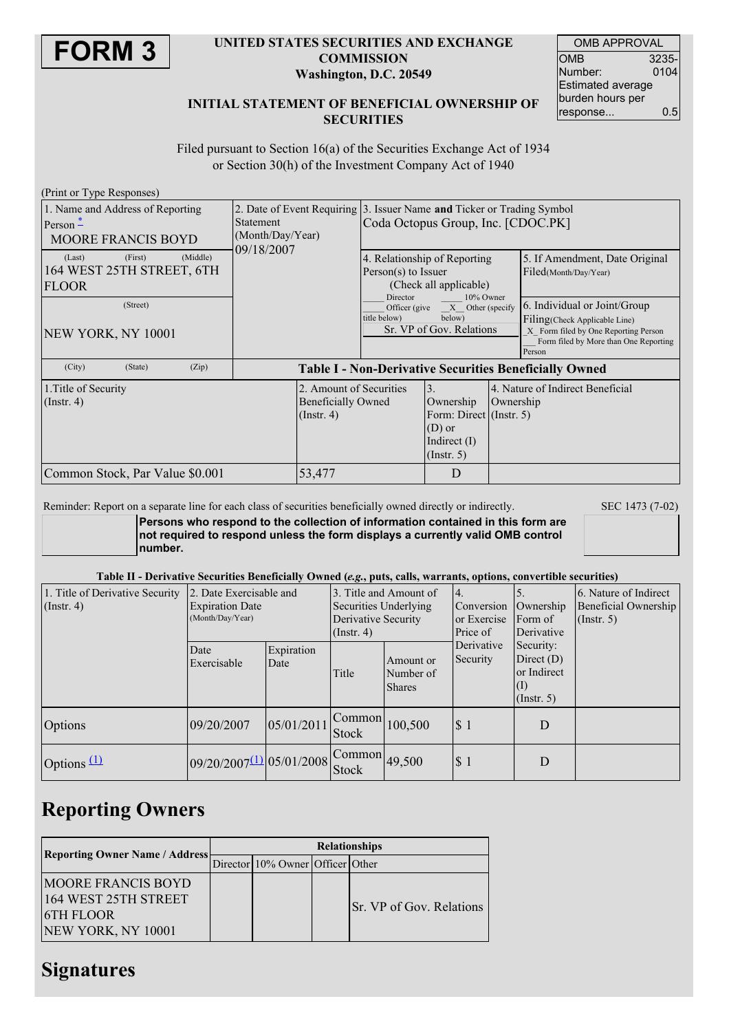# FORM 3

**UNITED STATES SECURITIES AND EXCHANGE COMMISSION**
**Washington, D.C. 20549**

**INITIAL STATEMENT OF BENEFICIAL OWNERSHIP OF SECURITIES**

| OMB APPROVAL | |
|---|---|
| OMB Number: | 3235-0104 |
| Estimated average burden hours per response... | 0.5 |

Filed pursuant to Section 16(a) of the Securities Exchange Act of 1934 or Section 30(h) of the Investment Company Act of 1940

(Print or Type Responses)

| 1. Name and Address of Reporting Person * | 2. Date of Event Requiring Statement (Month/Day/Year) | 3. Issuer Name and Ticker or Trading Symbol |
|---|---|---|
| MOORE FRANCIS BOYD | 09/18/2007 | Coda Octopus Group, Inc. [CDOC.PK] |
| (Last) (First) (Middle) 164 WEST 25TH STREET, 6TH FLOOR | | 4. Relationship of Reporting Person(s) to Issuer (Check all applicable) ____ Director ____ 10% Owner ____ Officer (give title below) _X_ Other (specify below) Sr. VP of Gov. Relations |
| (Street) NEW YORK, NY 10001 | | 5. If Amendment, Date Original Filed(Month/Day/Year) |
| (City) (State) (Zip) | | 6. Individual or Joint/Group Filing(Check Applicable Line) _X_ Form filed by One Reporting Person ___ Form filed by More than One Reporting Person |

**Table I - Non-Derivative Securities Beneficially Owned**

| 1.Title of Security (Instr. 4) | 2. Amount of Securities Beneficially Owned (Instr. 4) | 3. Ownership Form: Direct (D) or Indirect (I) (Instr. 5) | 4. Nature of Indirect Beneficial Ownership (Instr. 5) |
|---|---|---|---|
| Common Stock, Par Value $0.001 | 53,477 | D | |

Reminder: Report on a separate line for each class of securities beneficially owned directly or indirectly.

SEC 1473 (7-02)

**Persons who respond to the collection of information contained in this form are not required to respond unless the form displays a currently valid OMB control number.**

**Table II - Derivative Securities Beneficially Owned (*e.g.*, puts, calls, warrants, options, convertible securities)**

| 1. Title of Derivative Security (Instr. 4) | 2. Date Exercisable and Expiration Date (Month/Day/Year) | | 3. Title and Amount of Securities Underlying Derivative Security (Instr. 4) | | 4. Conversion or Exercise Price of Derivative Security | 5. Ownership Form of Derivative Security: Direct (D) or Indirect (I) (Instr. 5) | 6. Nature of Indirect Beneficial Ownership (Instr. 5) |
|---|---|---|---|---|---|---|---|
| | Date Exercisable | Expiration Date | Title | Amount or Number of Shares | | | |
| Options | 09/20/2007 | 05/01/2011 | Common Stock | 100,500 | $ 1 | D | |
| Options [(1)] | 09/20/2007 [(1)] | 05/01/2008 | Common Stock | 49,500 | $ 1 | D | |

# Reporting Owners

| Reporting Owner Name / Address | Relationships | | | |
|---|---|---|---|---|
| | Director | 10% Owner | Officer | Other |
| MOORE FRANCIS BOYD 164 WEST 25TH STREET 6TH FLOOR NEW YORK, NY 10001 | | | | Sr. VP of Gov. Relations |

# Signatures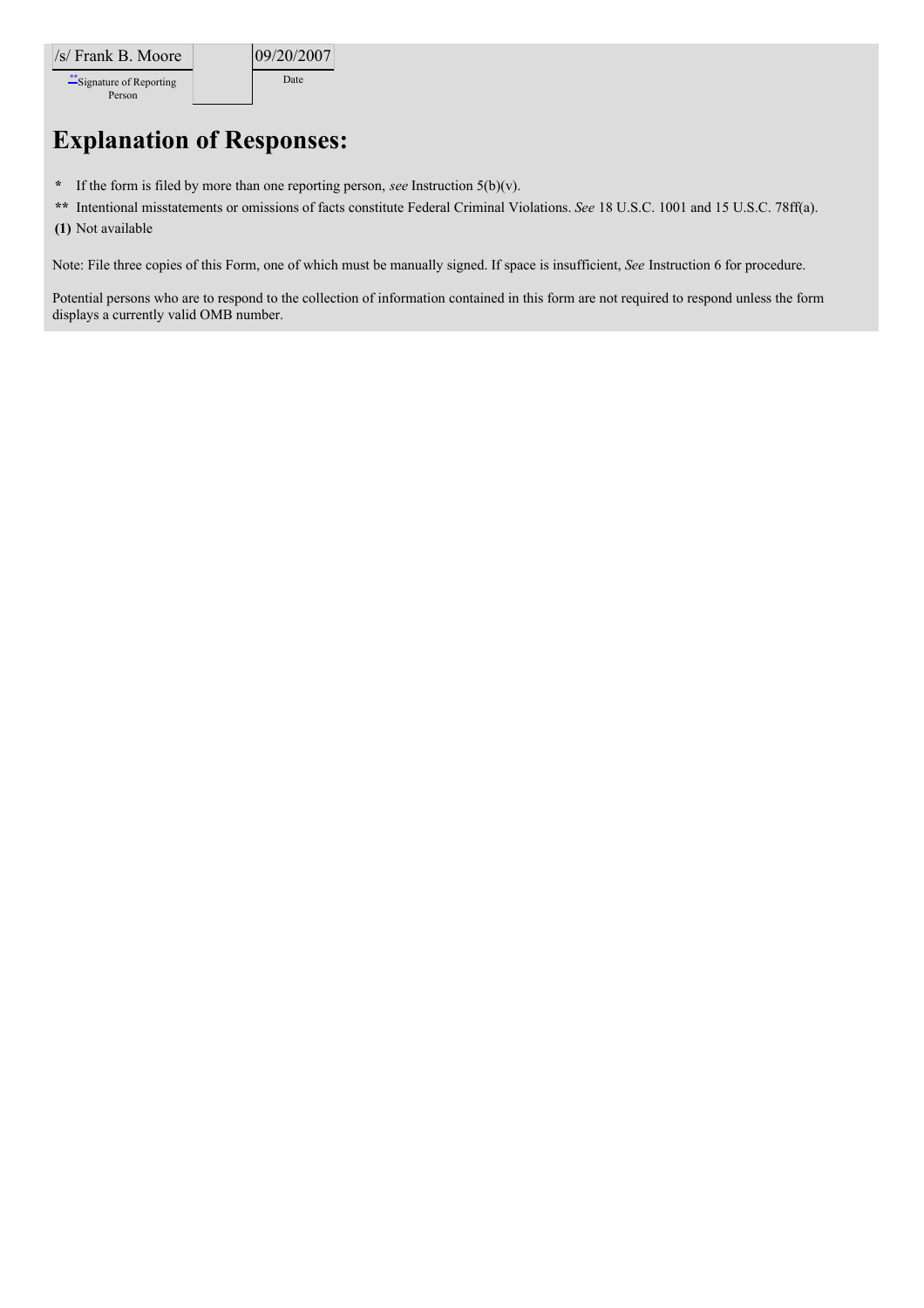| | | |
|---|---|---|
| /s/ Frank B. Moore | | 09/20/2007 |
| ** Signature of Reporting Person | | Date |

# Explanation of Responses:

* If the form is filed by more than one reporting person, *see* Instruction 5(b)(v).

** Intentional misstatements or omissions of facts constitute Federal Criminal Violations. *See* 18 U.S.C. 1001 and 15 U.S.C. 78ff(a).

**(1)** Not available

Note: File three copies of this Form, one of which must be manually signed. If space is insufficient, *See* Instruction 6 for procedure.

Potential persons who are to respond to the collection of information contained in this form are not required to respond unless the form displays a currently valid OMB number.